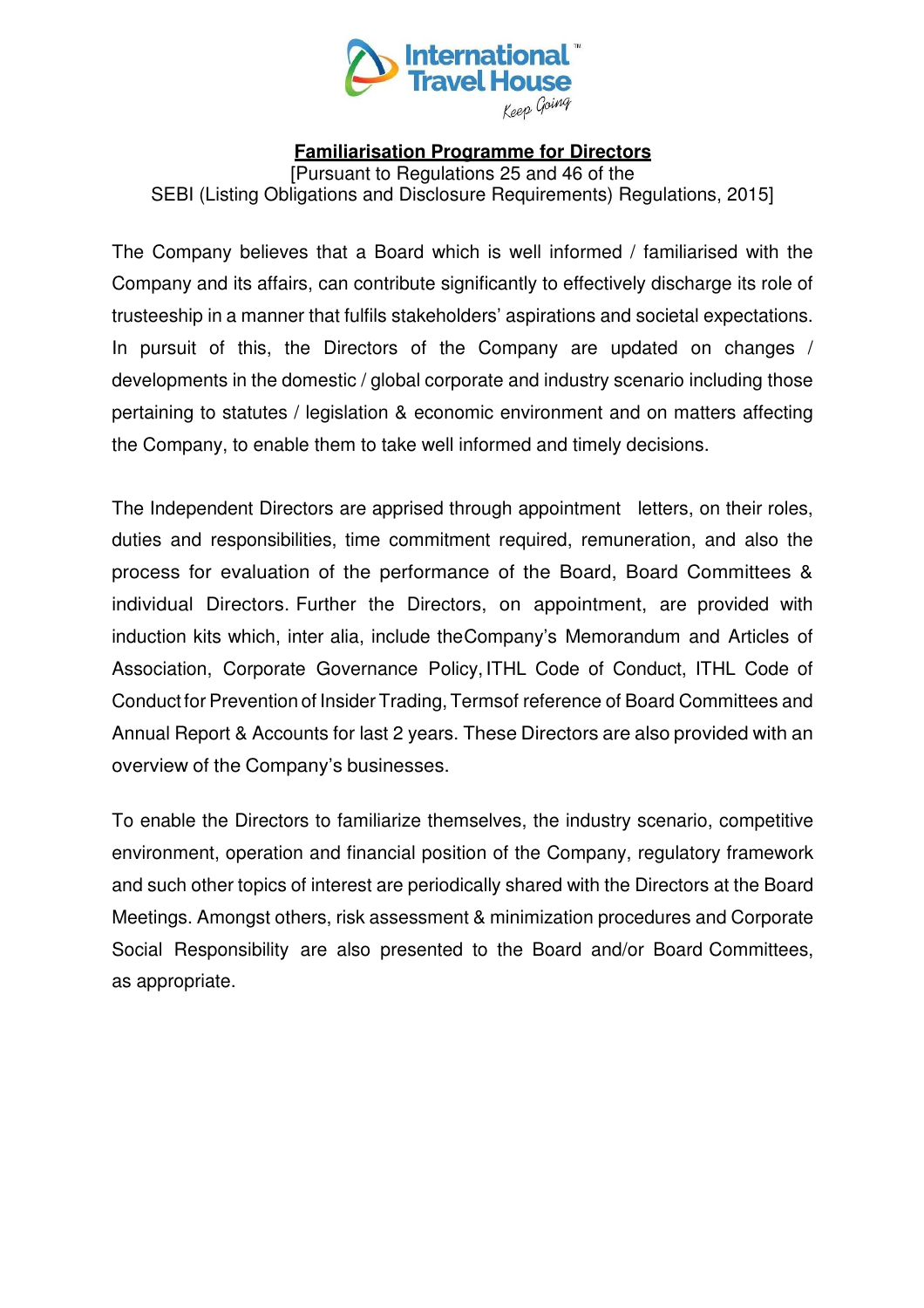# Familiarisation Programme for Directors

[Pursuant to Regulations 25 and 46 of the SEBI (Listing Obligations and Disclosure Requirements) Regulations, 2015]

The Company believes that a Board which is well informed / familiarised with the Company and its affairs, can contribute significantly to effectively discharge its role of trusteeship in a manner that fulfils stakeholders' aspirations and societal expectations. In pursuit of this, the Directors of the Company are updated on changes / developments in the domestic / global corporate and industry scenario including those pertaining to statutes / legislation & economic environment and on matters affecting the Company, to enable them to take well informed and timely decisions.

The Independent Directors are apprised through appointment letters, on their roles, duties and responsibilities, time commitment required, remuneration, and also the process for evaluation of the performance of the Board, Board Committees & individual Directors. Further the Directors, on appointment, are provided with induction kits which, inter alia, include theCompany's Memorandum and Articles of Association, Corporate Governance Policy, ITHL Code of Conduct, ITHL Code of Conduct for Prevention of Insider Trading, Termsof reference of Board Committees and Annual Report & Accounts for last 2 years. These Directors are also provided with an overview of the Company's businesses.

To enable the Directors to familiarize themselves, the industry scenario, competitive environment, operation and financial position of the Company, regulatory framework and such other topics of interest are periodically shared with the Directors at the Board Meetings. Amongst others, risk assessment & minimization procedures and Corporate Social Responsibility are also presented to the Board and/or Board Committees, as appropriate.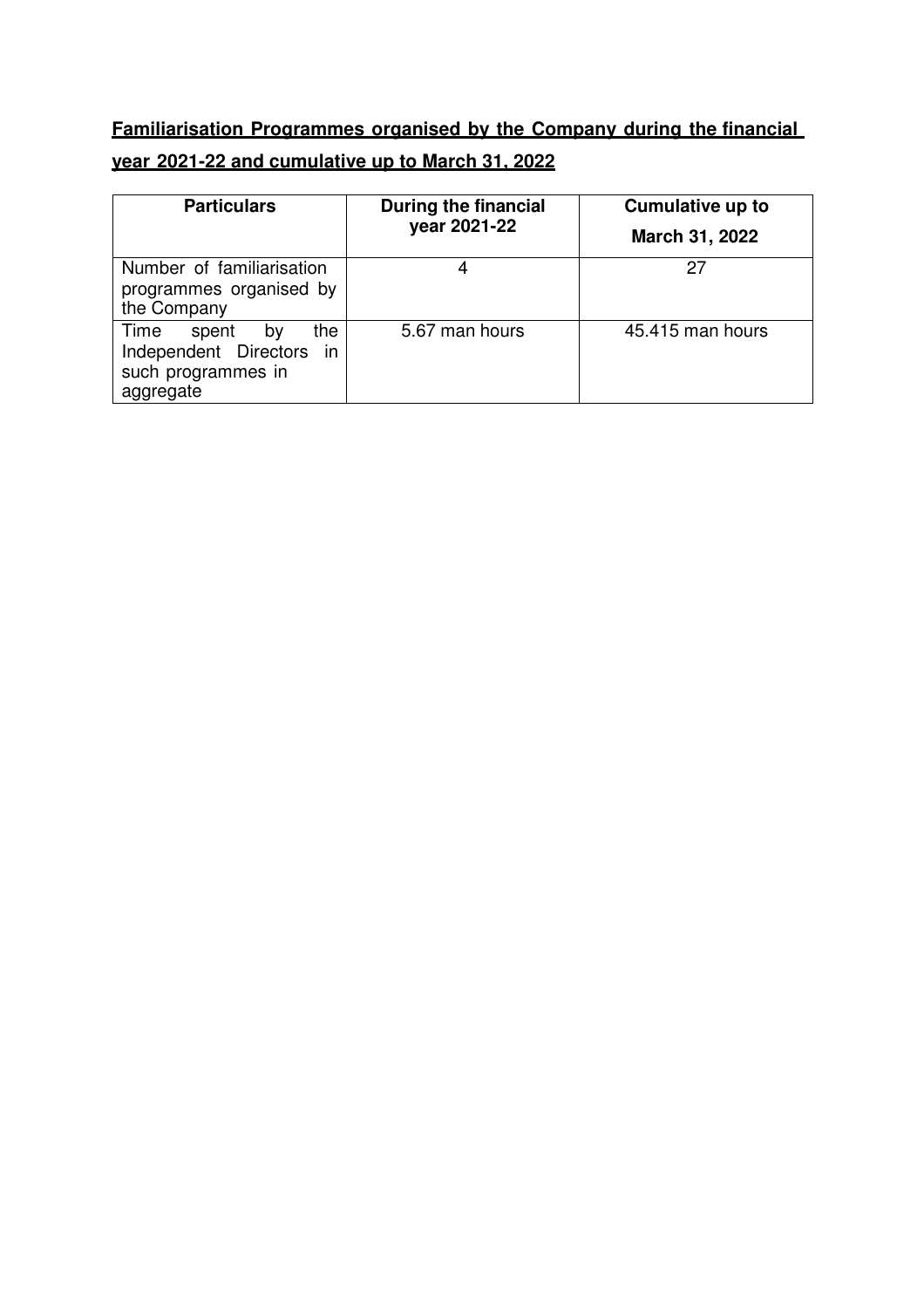**Familiarisation Programmes organised by the Company during the financial year 2021-22 and cumulative up to March 31, 2022**

| Particulars | During the financial year 2021-22 | Cumulative up to March 31, 2022 |
|---|---|---|
| Number of familiarisation programmes organised by the Company | 4 | 27 |
| Time spent by the Independent Directors in such programmes in aggregate | 5.67 man hours | 45.415 man hours |